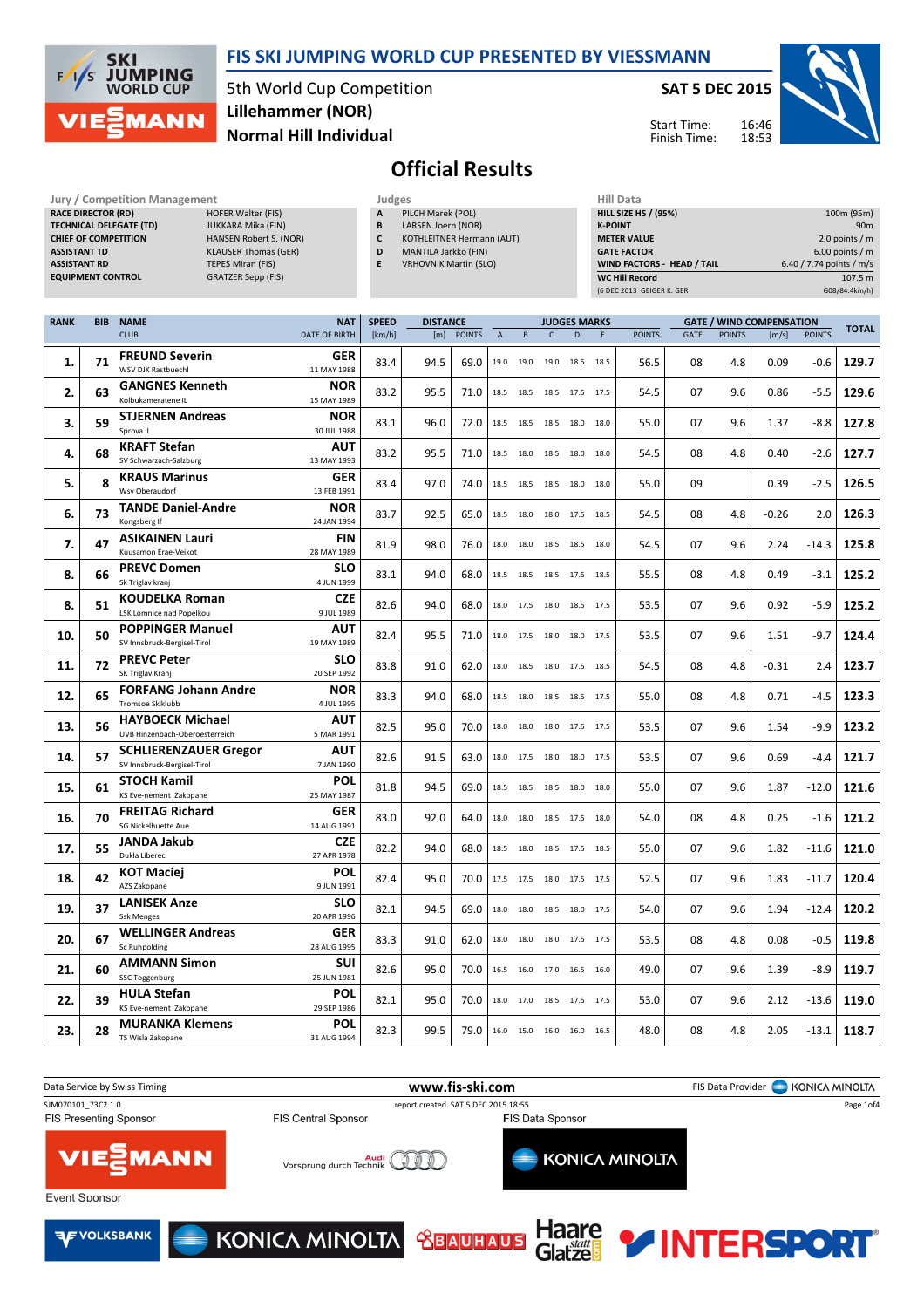# FIS SKI JUMPING WORLD CUP PRESENTED BY VIESSMANN

5th World Cup Competition
**Lillehammer (NOR)**
**Normal Hill Individual**

**SAT 5 DEC 2015**

Start Time: 16:46
Finish Time: 18:53

## Official Results

**Jury / Competition Management**

| | |
|---|---|
| RACE DIRECTOR (RD) | HOFER Walter (FIS) |
| TECHNICAL DELEGATE (TD) | JUKKARA Mika (FIN) |
| CHIEF OF COMPETITION | HANSEN Robert S. (NOR) |
| ASSISTANT TD | KLAUSER Thomas (GER) |
| ASSISTANT RD | TEPES Miran (FIS) |
| EQUIPMENT CONTROL | GRATZER Sepp (FIS) |

**Judges**

| | |
|---|---|
| A | PILCH Marek (POL) |
| B | LARSEN Joern (NOR) |
| C | KOTHLEITNER Hermann (AUT) |
| D | MANTILA Jarkko (FIN) |
| E | VRHOVNIK Martin (SLO) |

**Hill Data**

| | |
|---|---|
| HILL SIZE HS / (95%) | 100m (95m) |
| K-POINT | 90m |
| METER VALUE | 2.0 points / m |
| GATE FACTOR | 6.00 points / m |
| WIND FACTORS - HEAD / TAIL | 6.40 / 7.74 points / m/s |
| WC Hill Record | 107.5 m |
| (6 DEC 2013 GEIGER K. GER) | G08/84.4km/h) |

| RANK | BIB | NAME / CLUB | NAT / DATE OF BIRTH | SPEED [km/h] | DISTANCE [m] | DISTANCE POINTS | A | B | C | D | E | JUDGES POINTS | GATE | GATE POINTS | WIND [m/s] | WIND POINTS | TOTAL |
|---|---|---|---|---|---|---|---|---|---|---|---|---|---|---|---|---|---|
| 1. | 71 | **FREUND Severin** WSV DJK Rastbuechl | GER 11 MAY 1988 | 83.4 | 94.5 | 69.0 | 19.0 | 19.0 | 19.0 | 18.5 | 18.5 | 56.5 | 08 | 4.8 | 0.09 | -0.6 | 129.7 |
| 2. | 63 | **GANGNES Kenneth** Kolbukameratene IL | NOR 15 MAY 1989 | 83.2 | 95.5 | 71.0 | 18.5 | 18.5 | 18.5 | 17.5 | 17.5 | 54.5 | 07 | 9.6 | 0.86 | -5.5 | 129.6 |
| 3. | 59 | **STJERNEN Andreas** Sprova IL | NOR 30 JUL 1988 | 83.1 | 96.0 | 72.0 | 18.5 | 18.5 | 18.5 | 18.0 | 18.0 | 55.0 | 07 | 9.6 | 1.37 | -8.8 | 127.8 |
| 4. | 68 | **KRAFT Stefan** SV Schwarzach-Salzburg | AUT 13 MAY 1993 | 83.2 | 95.5 | 71.0 | 18.5 | 18.0 | 18.5 | 18.0 | 18.0 | 54.5 | 08 | 4.8 | 0.40 | -2.6 | 127.7 |
| 5. | 8 | **KRAUS Marinus** Wsv Oberaudorf | GER 13 FEB 1991 | 83.4 | 97.0 | 74.0 | 18.5 | 18.5 | 18.5 | 18.0 | 18.0 | 55.0 | 09 | | 0.39 | -2.5 | 126.5 |
| 6. | 73 | **TANDE Daniel-Andre** Kongsberg If | NOR 24 JAN 1994 | 83.7 | 92.5 | 65.0 | 18.5 | 18.0 | 18.0 | 17.5 | 18.5 | 54.5 | 08 | 4.8 | -0.26 | 2.0 | 126.3 |
| 7. | 47 | **ASIKAINEN Lauri** Kuusamon Erae-Veikot | FIN 28 MAY 1989 | 81.9 | 98.0 | 76.0 | 18.0 | 18.0 | 18.5 | 18.5 | 18.0 | 54.5 | 07 | 9.6 | 2.24 | -14.3 | 125.8 |
| 8. | 66 | **PREVC Domen** Sk Triglav kranj | SLO 4 JUN 1999 | 83.1 | 94.0 | 68.0 | 18.5 | 18.5 | 18.5 | 17.5 | 18.5 | 55.5 | 08 | 4.8 | 0.49 | -3.1 | 125.2 |
| 8. | 51 | **KOUDELKA Roman** LSK Lomnice nad Popelkou | CZE 9 JUL 1989 | 82.6 | 94.0 | 68.0 | 18.0 | 17.5 | 18.0 | 18.5 | 17.5 | 53.5 | 07 | 9.6 | 0.92 | -5.9 | 125.2 |
| 10. | 50 | **POPPINGER Manuel** SV Innsbruck-Bergisel-Tirol | AUT 19 MAY 1989 | 82.4 | 95.5 | 71.0 | 18.0 | 17.5 | 18.0 | 18.0 | 17.5 | 53.5 | 07 | 9.6 | 1.51 | -9.7 | 124.4 |
| 11. | 72 | **PREVC Peter** SK Triglav Kranj | SLO 20 SEP 1992 | 83.8 | 91.0 | 62.0 | 18.0 | 18.5 | 18.0 | 17.5 | 18.5 | 54.5 | 08 | 4.8 | -0.31 | 2.4 | 123.7 |
| 12. | 65 | **FORFANG Johann Andre** Tromsoe Skiklubb | NOR 4 JUL 1995 | 83.3 | 94.0 | 68.0 | 18.5 | 18.0 | 18.5 | 18.5 | 17.5 | 55.0 | 08 | 4.8 | 0.71 | -4.5 | 123.3 |
| 13. | 56 | **HAYBOECK Michael** UVB Hinzenbach-Oberoesterreich | AUT 5 MAR 1991 | 82.5 | 95.0 | 70.0 | 18.0 | 18.0 | 18.0 | 17.5 | 17.5 | 53.5 | 07 | 9.6 | 1.54 | -9.9 | 123.2 |
| 14. | 57 | **SCHLIERENZAUER Gregor** SV Innsbruck-Bergisel-Tirol | AUT 7 JAN 1990 | 82.6 | 91.5 | 63.0 | 18.0 | 17.5 | 18.0 | 18.0 | 17.5 | 53.5 | 07 | 9.6 | 0.69 | -4.4 | 121.7 |
| 15. | 61 | **STOCH Kamil** KS Eve-nement Zakopane | POL 25 MAY 1987 | 81.8 | 94.5 | 69.0 | 18.5 | 18.5 | 18.5 | 18.0 | 18.0 | 55.0 | 07 | 9.6 | 1.87 | -12.0 | 121.6 |
| 16. | 70 | **FREITAG Richard** SG Nickelhuette Aue | GER 14 AUG 1991 | 83.0 | 92.0 | 64.0 | 18.0 | 18.0 | 18.5 | 17.5 | 18.0 | 54.0 | 08 | 4.8 | 0.25 | -1.6 | 121.2 |
| 17. | 55 | **JANDA Jakub** Dukla Liberec | CZE 27 APR 1978 | 82.2 | 94.0 | 68.0 | 18.5 | 18.0 | 18.5 | 17.5 | 18.5 | 55.0 | 07 | 9.6 | 1.82 | -11.6 | 121.0 |
| 18. | 42 | **KOT Maciej** AZS Zakopane | POL 9 JUN 1991 | 82.4 | 95.0 | 70.0 | 17.5 | 17.5 | 18.0 | 17.5 | 17.5 | 52.5 | 07 | 9.6 | 1.83 | -11.7 | 120.4 |
| 19. | 37 | **LANISEK Anze** Ssk Menges | SLO 20 APR 1996 | 82.1 | 94.5 | 69.0 | 18.0 | 18.0 | 18.5 | 18.0 | 17.5 | 54.0 | 07 | 9.6 | 1.94 | -12.4 | 120.2 |
| 20. | 67 | **WELLINGER Andreas** Sc Ruhpolding | GER 28 AUG 1995 | 83.3 | 91.0 | 62.0 | 18.0 | 18.0 | 18.0 | 17.5 | 17.5 | 53.5 | 08 | 4.8 | 0.08 | -0.5 | 119.8 |
| 21. | 60 | **AMMANN Simon** SSC Toggenburg | SUI 25 JUN 1981 | 82.6 | 95.0 | 70.0 | 16.5 | 16.0 | 17.0 | 16.5 | 16.0 | 49.0 | 07 | 9.6 | 1.39 | -8.9 | 119.7 |
| 22. | 39 | **HULA Stefan** KS Eve-nement Zakopane | POL 29 SEP 1986 | 82.1 | 95.0 | 70.0 | 18.0 | 17.0 | 18.5 | 17.5 | 17.5 | 53.0 | 07 | 9.6 | 2.12 | -13.6 | 119.0 |
| 23. | 28 | **MURANKA Klemens** TS Wisla Zakopane | POL 31 AUG 1994 | 82.3 | 99.5 | 79.0 | 16.0 | 15.0 | 16.0 | 16.0 | 16.5 | 48.0 | 08 | 4.8 | 2.05 | -13.1 | 118.7 |

Data Service by Swiss Timing — www.fis-ski.com — FIS Data Provider KONICA MINOLTA

SJM070101_73C2 1.0 — report created SAT 5 DEC 2015 18:55

FIS Presenting Sponsor: VIESSMANN — FIS Central Sponsor: Audi Vorsprung durch Technik — FIS Data Sponsor: KONICA MINOLTA

Event Sponsor: VOLKSBANK, KONICA MINOLTA, BAUHAUS, Haare statt Glatze, INTERSPORT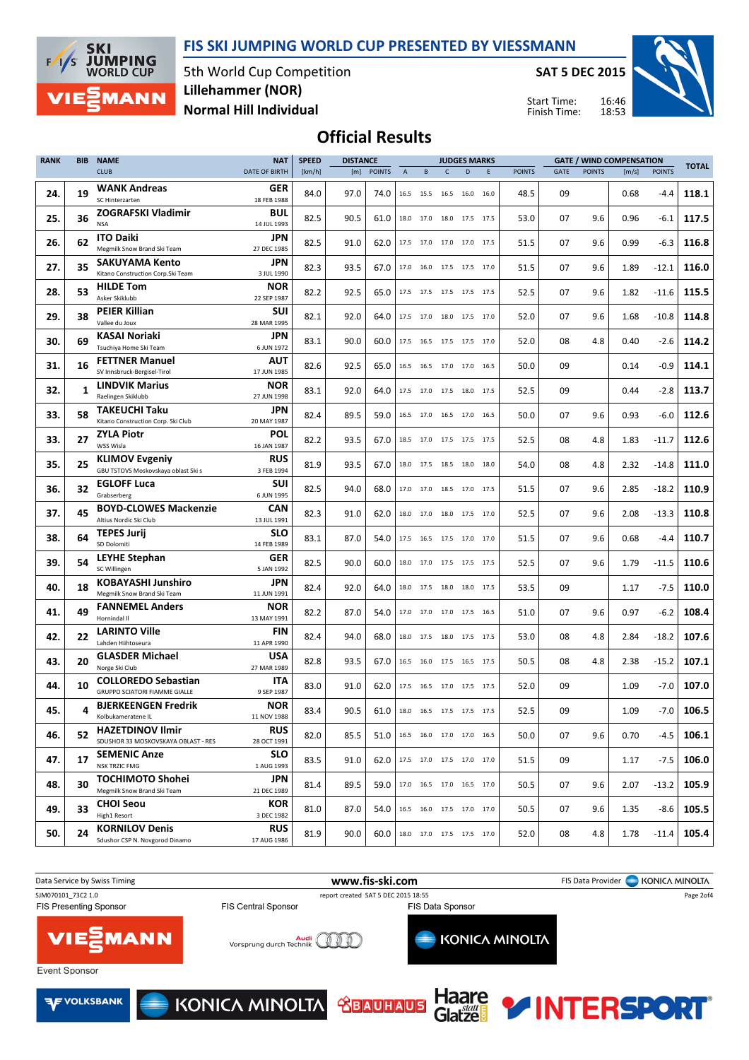# FIS SKI JUMPING WORLD CUP PRESENTED BY VIESSMANN

5th World Cup Competition
Lillehammer (NOR)
Normal Hill Individual

SAT 5 DEC 2015

Start Time: 16:46
Finish Time: 18:53

## Official Results

| RANK | BIB | NAME / CLUB | NAT / DATE OF BIRTH | SPEED [km/h] | DISTANCE [m] | DISTANCE POINTS | JUDGES A | B | C | D | E | JUDGES POINTS | GATE | GATE POINTS | WIND [m/s] | WIND POINTS | TOTAL |
|---|---|---|---|---|---|---|---|---|---|---|---|---|---|---|---|---|---|
| 24. | 19 | **WANK Andreas** SC Hinterzarten | GER 18 FEB 1988 | 84.0 | 97.0 | 74.0 | 16.5 | 15.5 | 16.5 | 16.0 | 16.0 | 48.5 | 09 | | 0.68 | -4.4 | 118.1 |
| 25. | 36 | **ZOGRAFSKI Vladimir** NSA | BUL 14 JUL 1993 | 82.5 | 90.5 | 61.0 | 18.0 | 17.0 | 18.0 | 17.5 | 17.5 | 53.0 | 07 | 9.6 | 0.96 | -6.1 | 117.5 |
| 26. | 62 | **ITO Daiki** Megmilk Snow Brand Ski Team | JPN 27 DEC 1985 | 82.5 | 91.0 | 62.0 | 17.5 | 17.0 | 17.0 | 17.0 | 17.5 | 51.5 | 07 | 9.6 | 0.99 | -6.3 | 116.8 |
| 27. | 35 | **SAKUYAMA Kento** Kitano Construction Corp.Ski Team | JPN 3 JUL 1990 | 82.3 | 93.5 | 67.0 | 17.0 | 16.0 | 17.5 | 17.5 | 17.0 | 51.5 | 07 | 9.6 | 1.89 | -12.1 | 116.0 |
| 28. | 53 | **HILDE Tom** Asker Skiklubb | NOR 22 SEP 1987 | 82.2 | 92.5 | 65.0 | 17.5 | 17.5 | 17.5 | 17.5 | 17.5 | 52.5 | 07 | 9.6 | 1.82 | -11.6 | 115.5 |
| 29. | 38 | **PEIER Killian** Vallee du Joux | SUI 28 MAR 1995 | 82.1 | 92.0 | 64.0 | 17.5 | 17.0 | 18.0 | 17.5 | 17.0 | 52.0 | 07 | 9.6 | 1.68 | -10.8 | 114.8 |
| 30. | 69 | **KASAI Noriaki** Tsuchiya Home Ski Team | JPN 6 JUN 1972 | 83.1 | 90.0 | 60.0 | 17.5 | 16.5 | 17.5 | 17.5 | 17.0 | 52.0 | 08 | 4.8 | 0.40 | -2.6 | 114.2 |
| 31. | 16 | **FETTNER Manuel** SV Innsbruck-Bergisel-Tirol | AUT 17 JUN 1985 | 82.6 | 92.5 | 65.0 | 16.5 | 16.5 | 17.0 | 17.0 | 16.5 | 50.0 | 09 | | 0.14 | -0.9 | 114.1 |
| 32. | 1 | **LINDVIK Marius** Raelingen Skiklubb | NOR 27 JUN 1998 | 83.1 | 92.0 | 64.0 | 17.5 | 17.0 | 17.5 | 18.0 | 17.5 | 52.5 | 09 | | 0.44 | -2.8 | 113.7 |
| 33. | 58 | **TAKEUCHI Taku** Kitano Construction Corp. Ski Club | JPN 20 MAY 1987 | 82.4 | 89.5 | 59.0 | 16.5 | 17.0 | 16.5 | 17.0 | 16.5 | 50.0 | 07 | 9.6 | 0.93 | -6.0 | 112.6 |
| 33. | 27 | **ZYLA Piotr** WSS Wisla | POL 16 JAN 1987 | 82.2 | 93.5 | 67.0 | 18.5 | 17.0 | 17.5 | 17.5 | 17.5 | 52.5 | 08 | 4.8 | 1.83 | -11.7 | 112.6 |
| 35. | 25 | **KLIMOV Evgeniy** GBU TSTOVS Moskovskaya oblast Ski s | RUS 3 FEB 1994 | 81.9 | 93.5 | 67.0 | 18.0 | 17.5 | 18.5 | 18.0 | 18.0 | 54.0 | 08 | 4.8 | 2.32 | -14.8 | 111.0 |
| 36. | 32 | **EGLOFF Luca** Grabserberg | SUI 6 JUN 1995 | 82.5 | 94.0 | 68.0 | 17.0 | 17.0 | 18.5 | 17.0 | 17.5 | 51.5 | 07 | 9.6 | 2.85 | -18.2 | 110.9 |
| 37. | 45 | **BOYD-CLOWES Mackenzie** Altius Nordic Ski Club | CAN 13 JUL 1991 | 82.3 | 91.0 | 62.0 | 18.0 | 17.0 | 18.0 | 17.5 | 17.0 | 52.5 | 07 | 9.6 | 2.08 | -13.3 | 110.8 |
| 38. | 64 | **TEPES Jurij** SD Dolomiti | SLO 14 FEB 1989 | 83.1 | 87.0 | 54.0 | 17.5 | 16.5 | 17.5 | 17.0 | 17.0 | 51.5 | 07 | 9.6 | 0.68 | -4.4 | 110.7 |
| 39. | 54 | **LEYHE Stephan** SC Willingen | GER 5 JAN 1992 | 82.5 | 90.0 | 60.0 | 18.0 | 17.0 | 17.5 | 17.5 | 17.5 | 52.5 | 07 | 9.6 | 1.79 | -11.5 | 110.6 |
| 40. | 18 | **KOBAYASHI Junshiro** Megmilk Snow Brand Ski Team | JPN 11 JUN 1991 | 82.4 | 92.0 | 64.0 | 18.0 | 17.5 | 18.0 | 18.0 | 17.5 | 53.5 | 09 | | 1.17 | -7.5 | 110.0 |
| 41. | 49 | **FANNEMEL Anders** Hornindal Il | NOR 13 MAY 1991 | 82.2 | 87.0 | 54.0 | 17.0 | 17.0 | 17.0 | 17.5 | 16.5 | 51.0 | 07 | 9.6 | 0.97 | -6.2 | 108.4 |
| 42. | 22 | **LARINTO Ville** Lahden Hiihtoseura | FIN 11 APR 1990 | 82.4 | 94.0 | 68.0 | 18.0 | 17.5 | 18.0 | 17.5 | 17.5 | 53.0 | 08 | 4.8 | 2.84 | -18.2 | 107.6 |
| 43. | 20 | **GLASDER Michael** Norge Ski Club | USA 27 MAR 1989 | 82.8 | 93.5 | 67.0 | 16.5 | 16.0 | 17.5 | 16.5 | 17.5 | 50.5 | 08 | 4.8 | 2.38 | -15.2 | 107.1 |
| 44. | 10 | **COLLOREDO Sebastian** GRUPPO SCIATORI FIAMME GIALLE | ITA 9 SEP 1987 | 83.0 | 91.0 | 62.0 | 17.5 | 16.5 | 17.0 | 17.5 | 17.5 | 52.0 | 09 | | 1.09 | -7.0 | 107.0 |
| 45. | 4 | **BJERKEENGEN Fredrik** Kolbukameratene IL | NOR 11 NOV 1988 | 83.4 | 90.5 | 61.0 | 18.0 | 16.5 | 17.5 | 17.5 | 17.5 | 52.5 | 09 | | 1.09 | -7.0 | 106.5 |
| 46. | 52 | **HAZETDINOV Ilmir** SDUSHOR 33 MOSKOVSKAYA OBLAST - RES | RUS 28 OCT 1991 | 82.0 | 85.5 | 51.0 | 16.5 | 16.0 | 17.0 | 17.0 | 16.5 | 50.0 | 07 | 9.6 | 0.70 | -4.5 | 106.1 |
| 47. | 17 | **SEMENIC Anze** NSK TRZIC FMG | SLO 1 AUG 1993 | 83.5 | 91.0 | 62.0 | 17.5 | 17.0 | 17.5 | 17.0 | 17.0 | 51.5 | 09 | | 1.17 | -7.5 | 106.0 |
| 48. | 30 | **TOCHIMOTO Shohei** Megmilk Snow Brand Ski Team | JPN 21 DEC 1989 | 81.4 | 89.5 | 59.0 | 17.0 | 16.5 | 17.0 | 16.5 | 17.0 | 50.5 | 07 | 9.6 | 2.07 | -13.2 | 105.9 |
| 49. | 33 | **CHOI Seou** High1 Resort | KOR 3 DEC 1982 | 81.0 | 87.0 | 54.0 | 16.5 | 16.0 | 17.5 | 17.0 | 17.0 | 50.5 | 07 | 9.6 | 1.35 | -8.6 | 105.5 |
| 50. | 24 | **KORNILOV Denis** Sdushor CSP N. Novgorod Dinamo | RUS 17 AUG 1986 | 81.9 | 90.0 | 60.0 | 18.0 | 17.0 | 17.5 | 17.5 | 17.0 | 52.0 | 08 | 4.8 | 1.78 | -11.4 | 105.4 |

Data Service by Swiss Timing — www.fis-ski.com — FIS Data Provider KONICA MINOLTA

SJM070101_73C2 1.0 — report created SAT 5 DEC 2015 18:55

FIS Presenting Sponsor: VIESSMANN — FIS Central Sponsor: Audi — FIS Data Sponsor: KONICA MINOLTA

Event Sponsor: VOLKSBANK, KONICA MINOLTA, BAUHAUS, Haare statt Glatze, INTERSPORT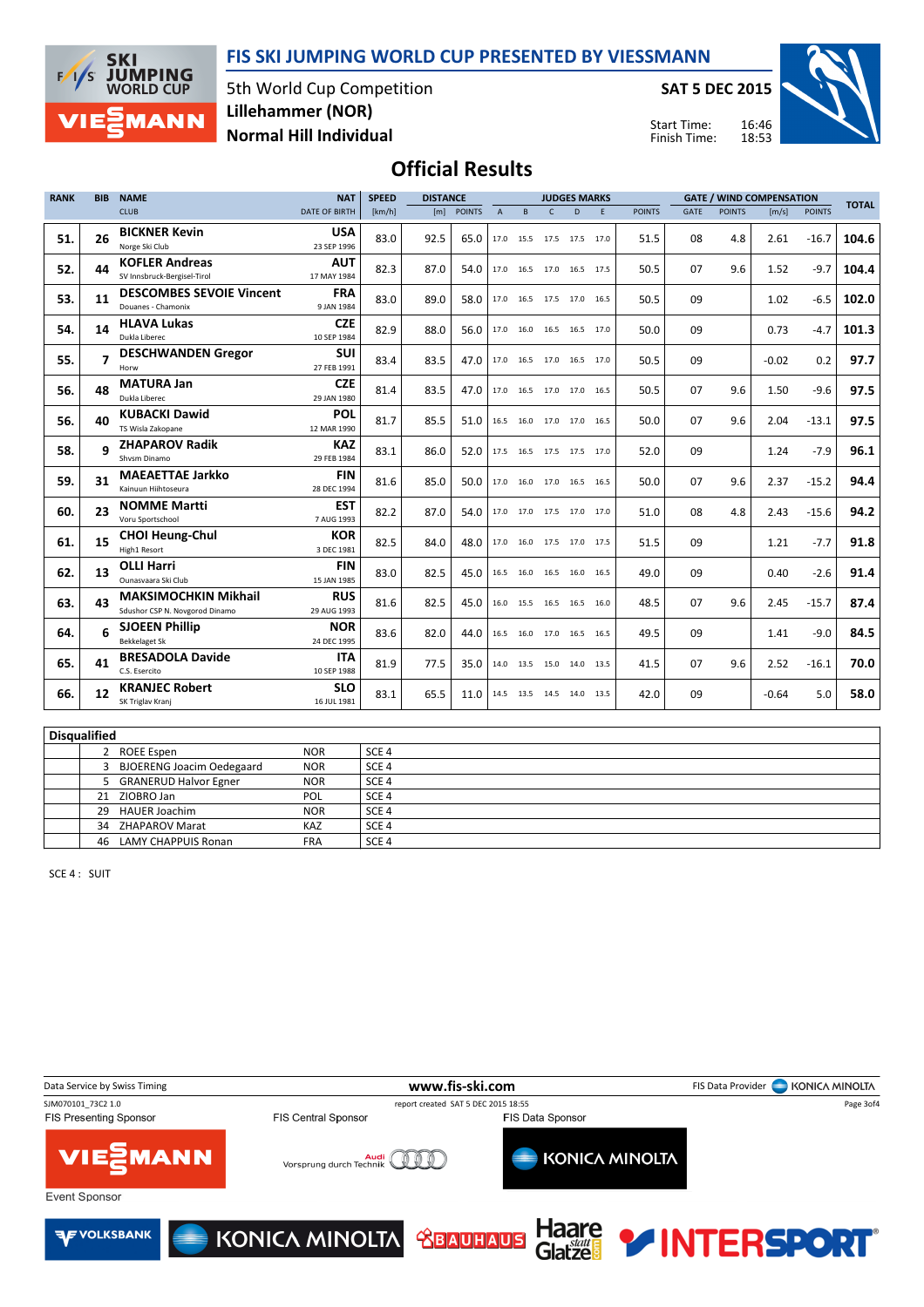# FIS SKI JUMPING WORLD CUP PRESENTED BY VIESSMANN

5th World Cup Competition
Lillehammer (NOR)
Normal Hill Individual

SAT 5 DEC 2015

Start Time: 16:46
Finish Time: 18:53

## Official Results

| RANK | BIB | NAME / CLUB | NAT / DATE OF BIRTH | SPEED [km/h] | DISTANCE [m] | DISTANCE POINTS | A | B | C | D | E | JUDGES POINTS | GATE | GATE POINTS | WIND [m/s] | WIND POINTS | TOTAL |
|---|---|---|---|---|---|---|---|---|---|---|---|---|---|---|---|---|---|
| 51. | 26 | BICKNER Kevin / Norge Ski Club | USA / 23 SEP 1996 | 83.0 | 92.5 | 65.0 | 17.0 | 15.5 | 17.5 | 17.5 | 17.0 | 51.5 | 08 | 4.8 | 2.61 | -16.7 | 104.6 |
| 52. | 44 | KOFLER Andreas / SV Innsbruck-Bergisel-Tirol | AUT / 17 MAY 1984 | 82.3 | 87.0 | 54.0 | 17.0 | 16.5 | 17.0 | 16.5 | 17.5 | 50.5 | 07 | 9.6 | 1.52 | -9.7 | 104.4 |
| 53. | 11 | DESCOMBES SEVOIE Vincent / Douanes - Chamonix | FRA / 9 JAN 1984 | 83.0 | 89.0 | 58.0 | 17.0 | 16.5 | 17.5 | 17.0 | 16.5 | 50.5 | 09 | | 1.02 | -6.5 | 102.0 |
| 54. | 14 | HLAVA Lukas / Dukla Liberec | CZE / 10 SEP 1984 | 82.9 | 88.0 | 56.0 | 17.0 | 16.0 | 16.5 | 16.5 | 17.0 | 50.0 | 09 | | 0.73 | -4.7 | 101.3 |
| 55. | 7 | DESCHWANDEN Gregor / Horw | SUI / 27 FEB 1991 | 83.4 | 83.5 | 47.0 | 17.0 | 16.5 | 17.0 | 16.5 | 17.0 | 50.5 | 09 | | -0.02 | 0.2 | 97.7 |
| 56. | 48 | MATURA Jan / Dukla Liberec | CZE / 29 JAN 1980 | 81.4 | 83.5 | 47.0 | 17.0 | 16.5 | 17.0 | 17.0 | 16.5 | 50.5 | 07 | 9.6 | 1.50 | -9.6 | 97.5 |
| 56. | 40 | KUBACKI Dawid / TS Wisla Zakopane | POL / 12 MAR 1990 | 81.7 | 85.5 | 51.0 | 16.5 | 16.0 | 17.0 | 17.0 | 16.5 | 50.0 | 07 | 9.6 | 2.04 | -13.1 | 97.5 |
| 58. | 9 | ZHAPAROV Radik / Shvsm Dinamo | KAZ / 29 FEB 1984 | 83.1 | 86.0 | 52.0 | 17.5 | 16.5 | 17.5 | 17.5 | 17.0 | 52.0 | 09 | | 1.24 | -7.9 | 96.1 |
| 59. | 31 | MAEAETTAE Jarkko / Kainuun Hiihtoseura | FIN / 28 DEC 1994 | 81.6 | 85.0 | 50.0 | 17.0 | 16.0 | 17.0 | 16.5 | 16.5 | 50.0 | 07 | 9.6 | 2.37 | -15.2 | 94.4 |
| 60. | 23 | NOMME Martti / Voru Sportschool | EST / 7 AUG 1993 | 82.2 | 87.0 | 54.0 | 17.0 | 17.0 | 17.5 | 17.0 | 17.0 | 51.0 | 08 | 4.8 | 2.43 | -15.6 | 94.2 |
| 61. | 15 | CHOI Heung-Chul / High1 Resort | KOR / 3 DEC 1981 | 82.5 | 84.0 | 48.0 | 17.0 | 16.0 | 17.5 | 17.0 | 17.5 | 51.5 | 09 | | 1.21 | -7.7 | 91.8 |
| 62. | 13 | OLLI Harri / Ounasvaara Ski Club | FIN / 15 JAN 1985 | 83.0 | 82.5 | 45.0 | 16.5 | 16.0 | 16.5 | 16.0 | 16.5 | 49.0 | 09 | | 0.40 | -2.6 | 91.4 |
| 63. | 43 | MAKSIMOCHKIN Mikhail / Sdushor CSP N. Novgorod Dinamo | RUS / 29 AUG 1993 | 81.6 | 82.5 | 45.0 | 16.0 | 15.5 | 16.5 | 16.5 | 16.0 | 48.5 | 07 | 9.6 | 2.45 | -15.7 | 87.4 |
| 64. | 6 | SJOEEN Phillip / Bekkelaget Sk | NOR / 24 DEC 1995 | 83.6 | 82.0 | 44.0 | 16.5 | 16.0 | 17.0 | 16.5 | 16.5 | 49.5 | 09 | | 1.41 | -9.0 | 84.5 |
| 65. | 41 | BRESADOLA Davide / C.S. Esercito | ITA / 10 SEP 1988 | 81.9 | 77.5 | 35.0 | 14.0 | 13.5 | 15.0 | 14.0 | 13.5 | 41.5 | 07 | 9.6 | 2.52 | -16.1 | 70.0 |
| 66. | 12 | KRANJEC Robert / SK Triglav Kranj | SLO / 16 JUL 1981 | 83.1 | 65.5 | 11.0 | 14.5 | 13.5 | 14.5 | 14.0 | 13.5 | 42.0 | 09 | | -0.64 | 5.0 | 58.0 |

| Disqualified | | | |
|---|---|---|---|
| 2 | ROEE Espen | NOR | SCE 4 |
| 3 | BJOERENG Joacim Oedegaard | NOR | SCE 4 |
| 5 | GRANERUD Halvor Egner | NOR | SCE 4 |
| 21 | ZIOBRO Jan | POL | SCE 4 |
| 29 | HAUER Joachim | NOR | SCE 4 |
| 34 | ZHAPAROV Marat | KAZ | SCE 4 |
| 46 | LAMY CHAPPUIS Ronan | FRA | SCE 4 |

SCE 4 : SUIT

Data Service by Swiss Timing — www.fis-ski.com — FIS Data Provider KONICA MINOLTA

SJM070101_73C2 1.0 — report created SAT 5 DEC 2015 18:55

FIS Presenting Sponsor: VIESSMANN — FIS Central Sponsor: Audi — FIS Data Sponsor: KONICA MINOLTA

Event Sponsor: VOLKSBANK, KONICA MINOLTA, BAUHAUS, Haare statt Glatze, INTERSPORT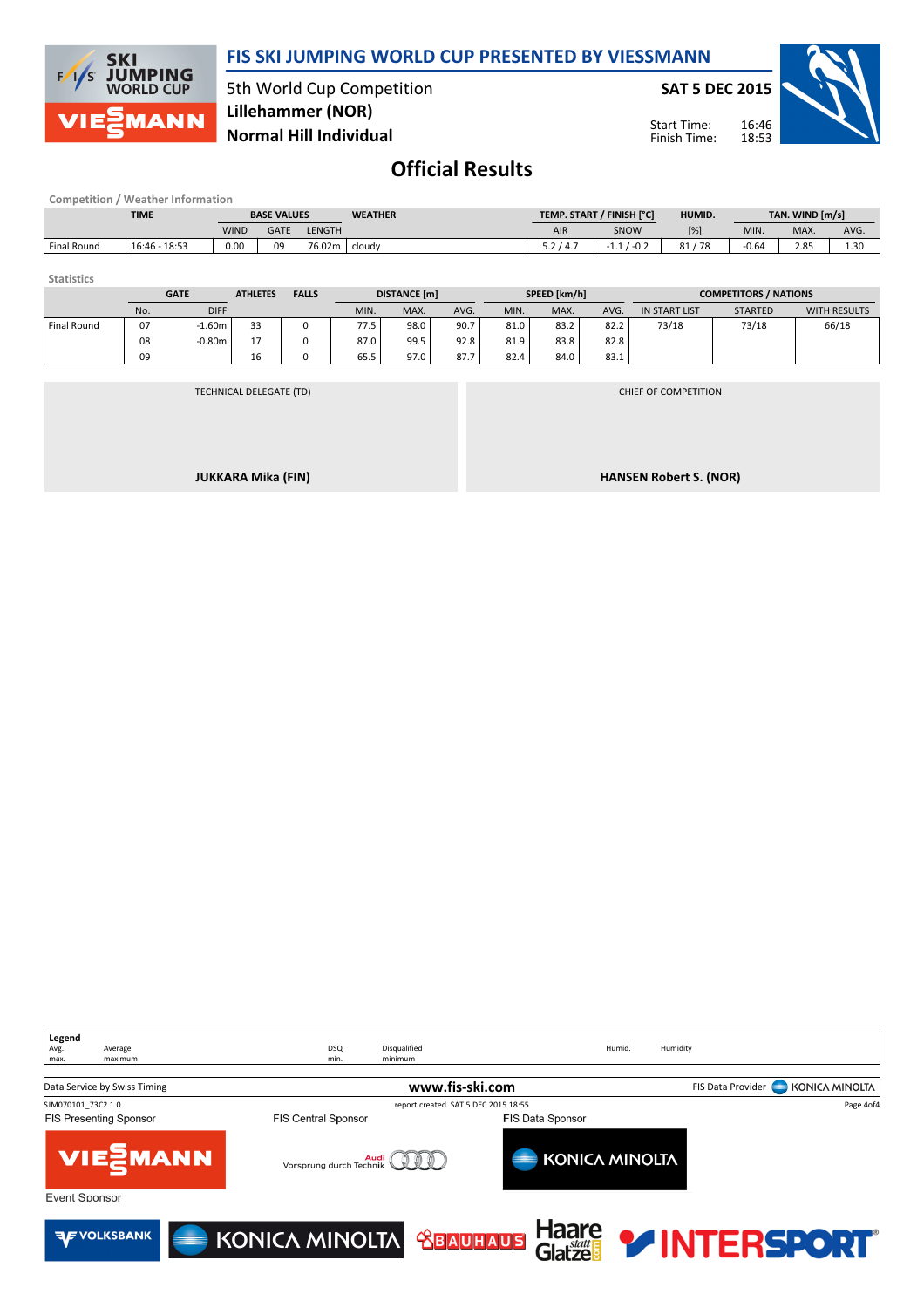# FIS SKI JUMPING WORLD CUP PRESENTED BY VIESSMANN

5th World Cup Competition

**Lillehammer (NOR)**

**Normal Hill Individual**

**SAT 5 DEC 2015**

Start Time: 16:46
Finish Time: 18:53

## Official Results

Competition / Weather Information

| | TIME | BASE VALUES | | | WEATHER | TEMP. START / FINISH [°C] | | HUMID. | TAN. WIND [m/s] | | |
|---|---|---|---|---|---|---|---|---|---|---|---|
| | | WIND | GATE | LENGTH | | AIR | SNOW | [%] | MIN. | MAX. | AVG. |
| Final Round | 16:46 - 18:53 | 0.00 | 09 | 76.02m | cloudy | 5.2 / 4.7 | -1.1 / -0.2 | 81 / 78 | -0.64 | 2.85 | 1.30 |

Statistics

| | GATE | | ATHLETES | FALLS | DISTANCE [m] | | | SPEED [km/h] | | | COMPETITORS / NATIONS | | |
|---|---|---|---|---|---|---|---|---|---|---|---|---|---|
| | No. | DIFF | | | MIN. | MAX. | AVG. | MIN. | MAX. | AVG. | IN START LIST | STARTED | WITH RESULTS |
| Final Round | 07 | -1.60m | 33 | 0 | 77.5 | 98.0 | 90.7 | 81.0 | 83.2 | 82.2 | 73/18 | 73/18 | 66/18 |
| | 08 | -0.80m | 17 | 0 | 87.0 | 99.5 | 92.8 | 81.9 | 83.8 | 82.8 | | | |
| | 09 | | 16 | 0 | 65.5 | 97.0 | 87.7 | 82.4 | 84.0 | 83.1 | | | |

TECHNICAL DELEGATE (TD)

**JUKKARA Mika (FIN)**

CHIEF OF COMPETITION

**HANSEN Robert S. (NOR)**

**Legend**

| | | | | | |
|---|---|---|---|---|---|
| Avg. | Average | DSQ | Disqualified | Humid. | Humidity |
| max. | maximum | min. | minimum | | |

Data Service by Swiss Timing — www.fis-ski.com — FIS Data Provider KONICA MINOLTA

SJM070101_73C2 1.0 — report created SAT 5 DEC 2015 18:55

FIS Presenting Sponsor: VIESSMANN — FIS Central Sponsor: Audi Vorsprung durch Technik — FIS Data Sponsor: KONICA MINOLTA

Event Sponsor: VOLKSBANK, KONICA MINOLTA, BAUHAUS, Haare statt Glatze, INTERSPORT